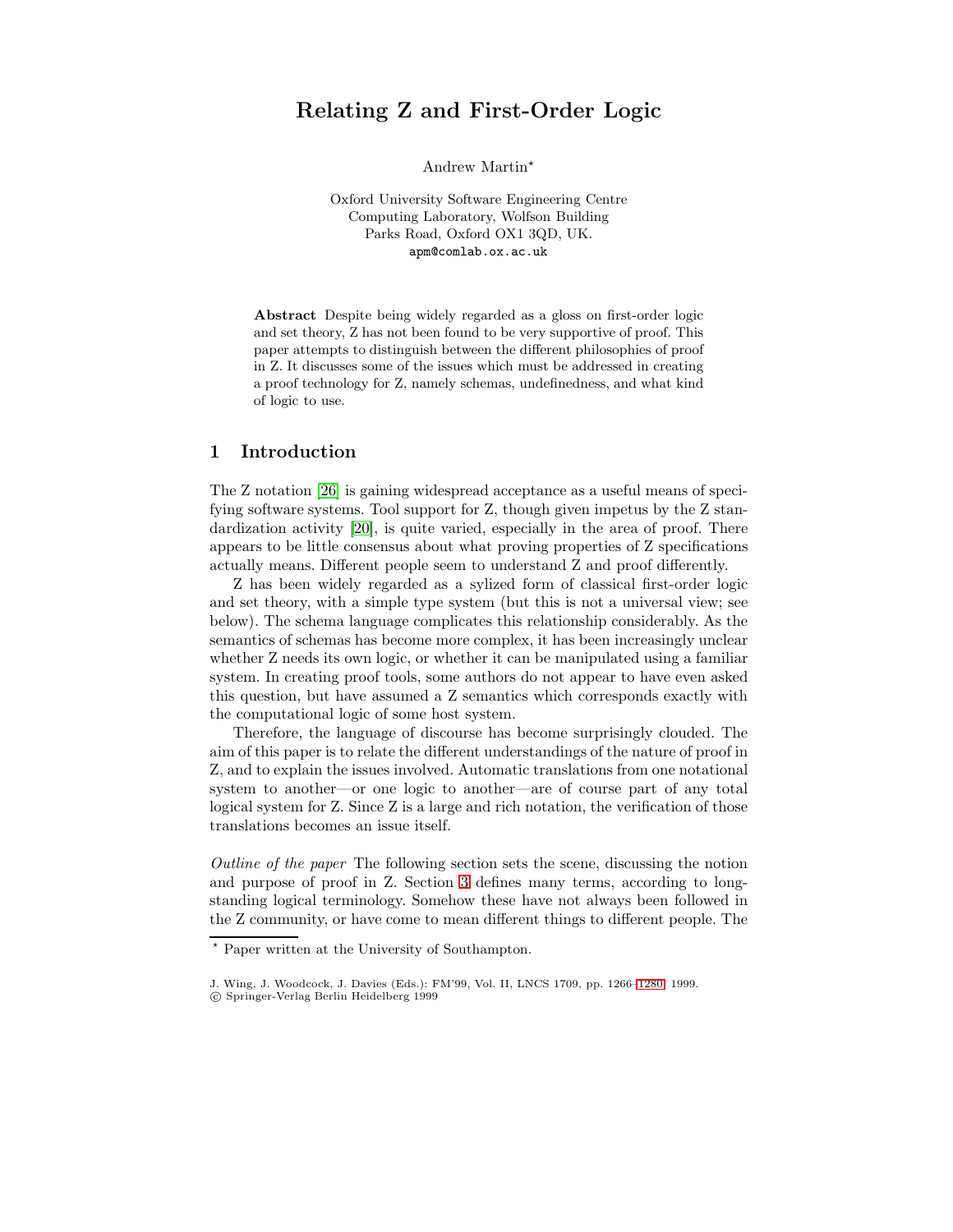# Relating Z and First-Order Logic

Andrew Martin*

Oxford University Software Engineering Centre
Computing Laboratory, Wolfson Building
Parks Road, Oxford OX1 3QD, UK.
apm@comlab.ox.ac.uk

**Abstract** Despite being widely regarded as a gloss on first-order logic and set theory, Z has not been found to be very supportive of proof. This paper attempts to distinguish between the different philosophies of proof in Z. It discusses some of the issues which must be addressed in creating a proof technology for Z, namely schemas, undefinedness, and what kind of logic to use.

## 1 Introduction

The Z notation [26] is gaining widespread acceptance as a useful means of specifying software systems. Tool support for Z, though given impetus by the Z standardization activity [20], is quite varied, especially in the area of proof. There appears to be little consensus about what proving properties of Z specifications actually means. Different people seem to understand Z and proof differently.

Z has been widely regarded as a sylized form of classical first-order logic and set theory, with a simple type system (but this is not a universal view; see below). The schema language complicates this relationship considerably. As the semantics of schemas has become more complex, it has been increasingly unclear whether Z needs its own logic, or whether it can be manipulated using a familiar system. In creating proof tools, some authors do not appear to have even asked this question, but have assumed a Z semantics which corresponds exactly with the computational logic of some host system.

Therefore, the language of discourse has become surprisingly clouded. The aim of this paper is to relate the different understandings of the nature of proof in Z, and to explain the issues involved. Automatic translations from one notational system to another—or one logic to another—are of course part of any total logical system for Z. Since Z is a large and rich notation, the verification of those translations becomes an issue itself.

*Outline of the paper* The following section sets the scene, discussing the notion and purpose of proof in Z. Section 3 defines many terms, according to long-standing logical terminology. Somehow these have not always been followed in the Z community, or have come to mean different things to different people. The

* Paper written at the University of Southampton.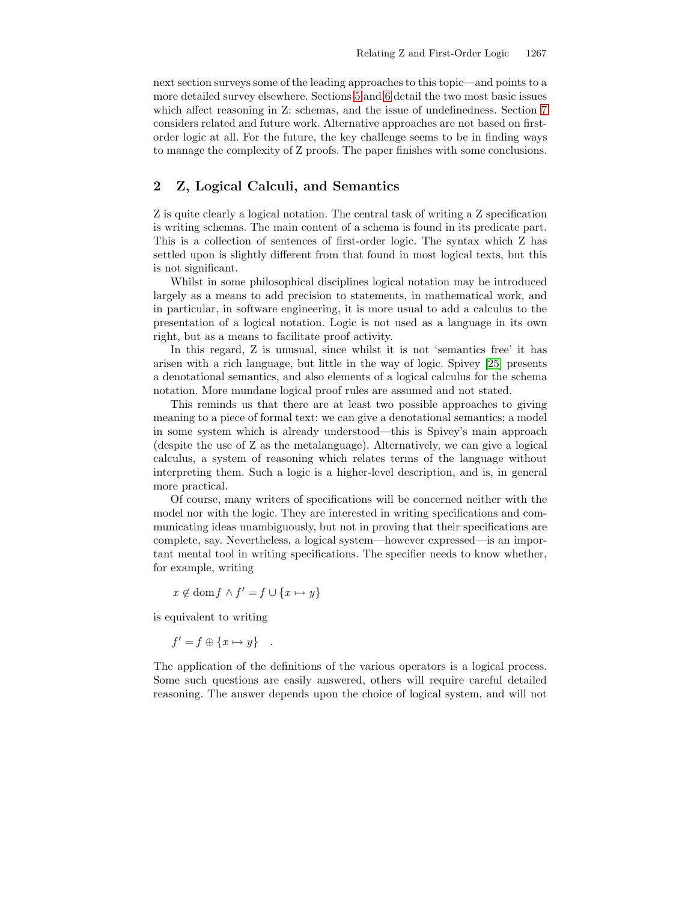next section surveys some of the leading approaches to this topic—and points to a more detailed survey elsewhere. Sections 5 and 6 detail the two most basic issues which affect reasoning in Z: schemas, and the issue of undefinedness. Section 7 considers related and future work. Alternative approaches are not based on first-order logic at all. For the future, the key challenge seems to be in finding ways to manage the complexity of Z proofs. The paper finishes with some conclusions.

## 2 Z, Logical Calculi, and Semantics

Z is quite clearly a logical notation. The central task of writing a Z specification is writing schemas. The main content of a schema is found in its predicate part. This is a collection of sentences of first-order logic. The syntax which Z has settled upon is slightly different from that found in most logical texts, but this is not significant.

Whilst in some philosophical disciplines logical notation may be introduced largely as a means to add precision to statements, in mathematical work, and in particular, in software engineering, it is more usual to add a calculus to the presentation of a logical notation. Logic is not used as a language in its own right, but as a means to facilitate proof activity.

In this regard, Z is unusual, since whilst it is not 'semantics free' it has arisen with a rich language, but little in the way of logic. Spivey [25] presents a denotational semantics, and also elements of a logical calculus for the schema notation. More mundane logical proof rules are assumed and not stated.

This reminds us that there are at least two possible approaches to giving meaning to a piece of formal text: we can give a denotational semantics; a model in some system which is already understood—this is Spivey's main approach (despite the use of Z as the metalanguage). Alternatively, we can give a logical calculus, a system of reasoning which relates terms of the language without interpreting them. Such a logic is a higher-level description, and is, in general more practical.

Of course, many writers of specifications will be concerned neither with the model nor with the logic. They are interested in writing specifications and communicating ideas unambiguously, but not in proving that their specifications are complete, say. Nevertheless, a logical system—however expressed—is an important mental tool in writing specifications. The specifier needs to know whether, for example, writing

$$x \notin \operatorname{dom} f \wedge f' = f \cup \{x \mapsto y\}$$

is equivalent to writing

$$f' = f \oplus \{x \mapsto y\} \quad .$$

The application of the definitions of the various operators is a logical process. Some such questions are easily answered, others will require careful detailed reasoning. The answer depends upon the choice of logical system, and will not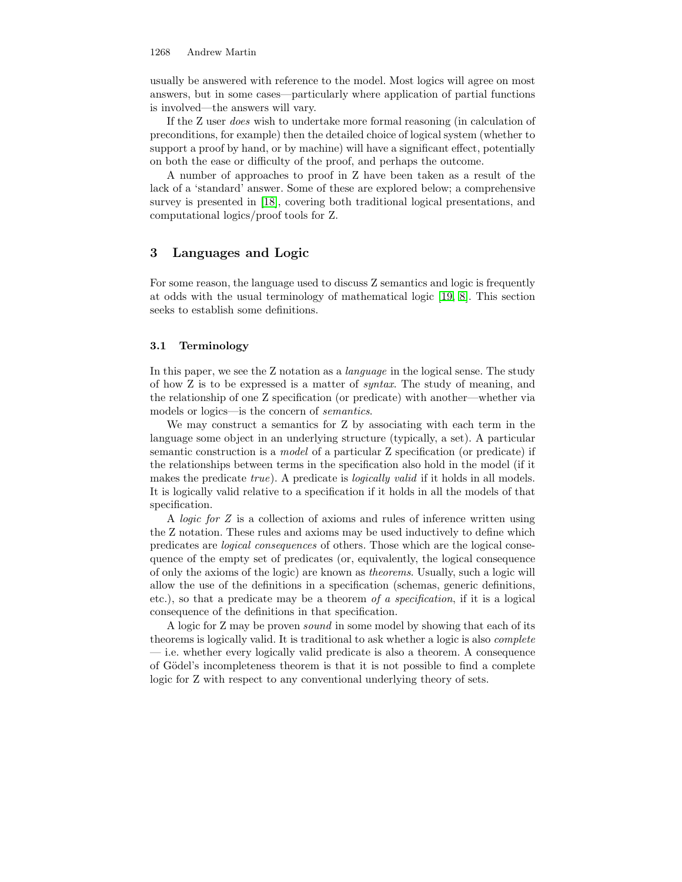usually be answered with reference to the model. Most logics will agree on most answers, but in some cases—particularly where application of partial functions is involved—the answers will vary.

If the Z user *does* wish to undertake more formal reasoning (in calculation of preconditions, for example) then the detailed choice of logical system (whether to support a proof by hand, or by machine) will have a significant effect, potentially on both the ease or difficulty of the proof, and perhaps the outcome.

A number of approaches to proof in Z have been taken as a result of the lack of a 'standard' answer. Some of these are explored below; a comprehensive survey is presented in [18], covering both traditional logical presentations, and computational logics/proof tools for Z.

## 3 Languages and Logic

For some reason, the language used to discuss Z semantics and logic is frequently at odds with the usual terminology of mathematical logic [19, 8]. This section seeks to establish some definitions.

### 3.1 Terminology

In this paper, we see the Z notation as a *language* in the logical sense. The study of how Z is to be expressed is a matter of *syntax*. The study of meaning, and the relationship of one Z specification (or predicate) with another—whether via models or logics—is the concern of *semantics*.

We may construct a semantics for Z by associating with each term in the language some object in an underlying structure (typically, a set). A particular semantic construction is a *model* of a particular Z specification (or predicate) if the relationships between terms in the specification also hold in the model (if it makes the predicate *true*). A predicate is *logically valid* if it holds in all models. It is logically valid relative to a specification if it holds in all the models of that specification.

A *logic for Z* is a collection of axioms and rules of inference written using the Z notation. These rules and axioms may be used inductively to define which predicates are *logical consequences* of others. Those which are the logical consequence of the empty set of predicates (or, equivalently, the logical consequence of only the axioms of the logic) are known as *theorems*. Usually, such a logic will allow the use of the definitions in a specification (schemas, generic definitions, etc.), so that a predicate may be a theorem *of a specification*, if it is a logical consequence of the definitions in that specification.

A logic for Z may be proven *sound* in some model by showing that each of its theorems is logically valid. It is traditional to ask whether a logic is also *complete* — i.e. whether every logically valid predicate is also a theorem. A consequence of Gödel's incompleteness theorem is that it is not possible to find a complete logic for Z with respect to any conventional underlying theory of sets.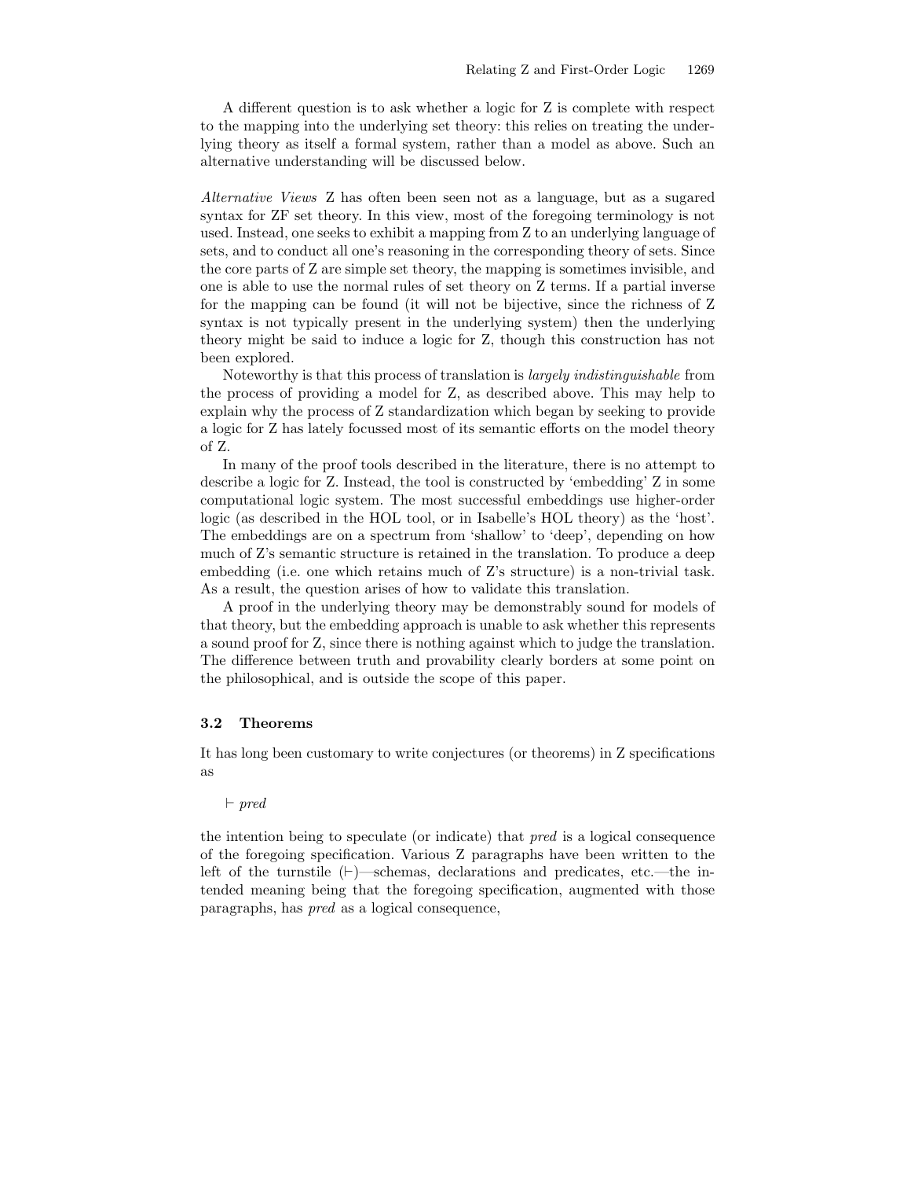A different question is to ask whether a logic for Z is complete with respect to the mapping into the underlying set theory: this relies on treating the underlying theory as itself a formal system, rather than a model as above. Such an alternative understanding will be discussed below.

*Alternative Views* Z has often been seen not as a language, but as a sugared syntax for ZF set theory. In this view, most of the foregoing terminology is not used. Instead, one seeks to exhibit a mapping from Z to an underlying language of sets, and to conduct all one's reasoning in the corresponding theory of sets. Since the core parts of Z are simple set theory, the mapping is sometimes invisible, and one is able to use the normal rules of set theory on Z terms. If a partial inverse for the mapping can be found (it will not be bijective, since the richness of Z syntax is not typically present in the underlying system) then the underlying theory might be said to induce a logic for Z, though this construction has not been explored.

Noteworthy is that this process of translation is *largely indistinguishable* from the process of providing a model for Z, as described above. This may help to explain why the process of Z standardization which began by seeking to provide a logic for Z has lately focussed most of its semantic efforts on the model theory of Z.

In many of the proof tools described in the literature, there is no attempt to describe a logic for Z. Instead, the tool is constructed by 'embedding' Z in some computational logic system. The most successful embeddings use higher-order logic (as described in the HOL tool, or in Isabelle's HOL theory) as the 'host'. The embeddings are on a spectrum from 'shallow' to 'deep', depending on how much of Z's semantic structure is retained in the translation. To produce a deep embedding (i.e. one which retains much of Z's structure) is a non-trivial task. As a result, the question arises of how to validate this translation.

A proof in the underlying theory may be demonstrably sound for models of that theory, but the embedding approach is unable to ask whether this represents a sound proof for Z, since there is nothing against which to judge the translation. The difference between truth and provability clearly borders at some point on the philosophical, and is outside the scope of this paper.

### 3.2 Theorems

It has long been customary to write conjectures (or theorems) in Z specifications as

$\vdash$ *pred*

the intention being to speculate (or indicate) that *pred* is a logical consequence of the foregoing specification. Various Z paragraphs have been written to the left of the turnstile ($\vdash$)—schemas, declarations and predicates, etc.—the intended meaning being that the foregoing specification, augmented with those paragraphs, has *pred* as a logical consequence,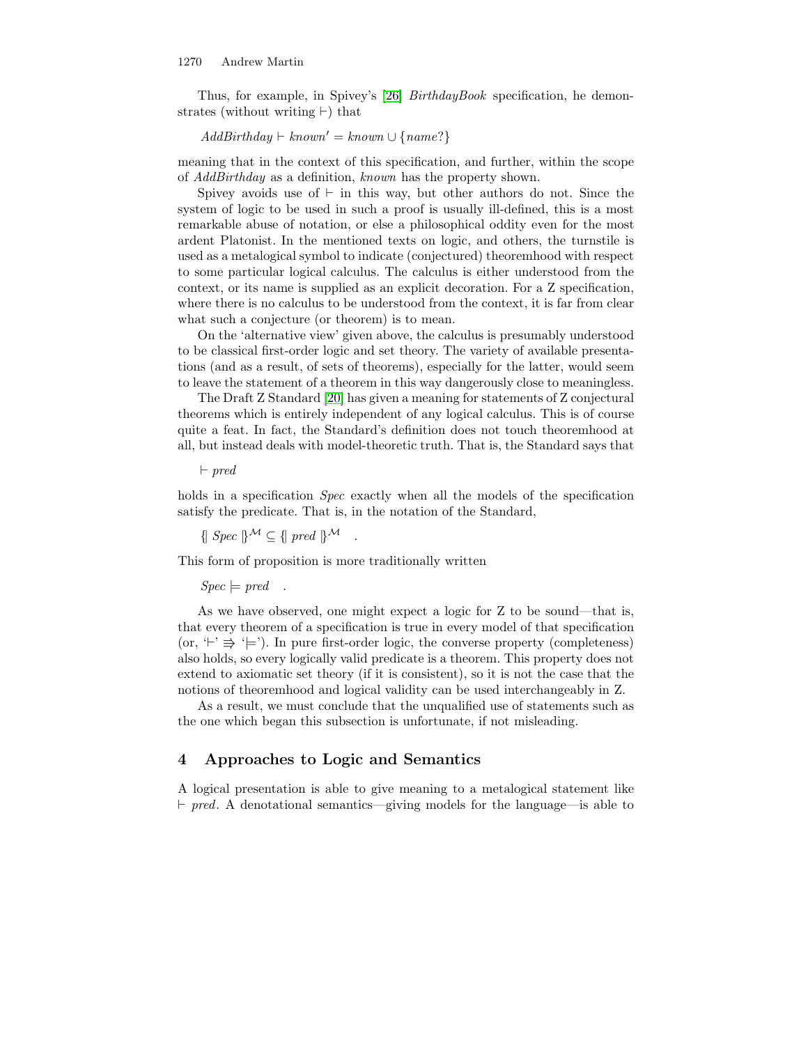Thus, for example, in Spivey's [26] *BirthdayBook* specification, he demonstrates (without writing $\vdash$) that

$$AddBirthday \vdash known' = known \cup \{name?\}$$

meaning that in the context of this specification, and further, within the scope of *AddBirthday* as a definition, *known* has the property shown.

Spivey avoids use of $\vdash$ in this way, but other authors do not. Since the system of logic to be used in such a proof is usually ill-defined, this is a most remarkable abuse of notation, or else a philosophical oddity even for the most ardent Platonist. In the mentioned texts on logic, and others, the turnstile is used as a metalogical symbol to indicate (conjectured) theoremhood with respect to some particular logical calculus. The calculus is either understood from the context, or its name is supplied as an explicit decoration. For a Z specification, where there is no calculus to be understood from the context, it is far from clear what such a conjecture (or theorem) is to mean.

On the 'alternative view' given above, the calculus is presumably understood to be classical first-order logic and set theory. The variety of available presentations (and as a result, of sets of theorems), especially for the latter, would seem to leave the statement of a theorem in this way dangerously close to meaningless.

The Draft Z Standard [20] has given a meaning for statements of Z conjectural theorems which is entirely independent of any logical calculus. This is of course quite a feat. In fact, the Standard's definition does not touch theoremhood at all, but instead deals with model-theoretic truth. That is, the Standard says that

$$\vdash pred$$

holds in a specification *Spec* exactly when all the models of the specification satisfy the predicate. That is, in the notation of the Standard,

$$\{\!\!|\ Spec\ |\!\!\}^{\mathcal{M}} \subseteq \{\!\!|\ pred\ |\!\!\}^{\mathcal{M}} \quad .$$

This form of proposition is more traditionally written

$$Spec \models pred \quad .$$

As we have observed, one might expect a logic for Z to be sound—that is, that every theorem of a specification is true in every model of that specification (or, '$\vdash$' $\Rrightarrow$ '$\models$'). In pure first-order logic, the converse property (completeness) also holds, so every logically valid predicate is a theorem. This property does not extend to axiomatic set theory (if it is consistent), so it is not the case that the notions of theoremhood and logical validity can be used interchangeably in Z.

As a result, we must conclude that the unqualified use of statements such as the one which began this subsection is unfortunate, if not misleading.

## 4 Approaches to Logic and Semantics

A logical presentation is able to give meaning to a metalogical statement like $\vdash$ *pred*. A denotational semantics—giving models for the language—is able to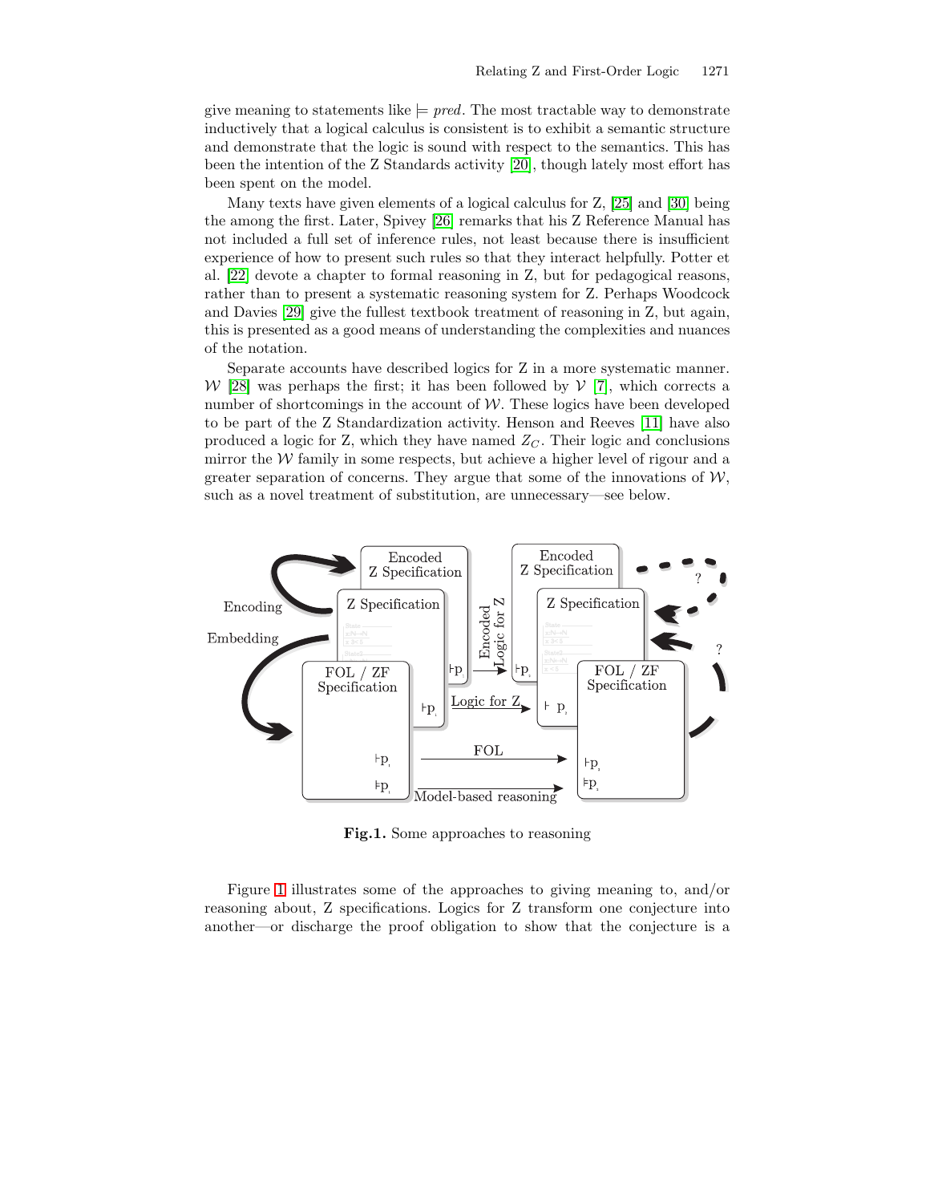give meaning to statements like $\models pred$. The most tractable way to demonstrate inductively that a logical calculus is consistent is to exhibit a semantic structure and demonstrate that the logic is sound with respect to the semantics. This has been the intention of the Z Standards activity [20], though lately most effort has been spent on the model.

Many texts have given elements of a logical calculus for Z, [25] and [30] being the among the first. Later, Spivey [26] remarks that his Z Reference Manual has not included a full set of inference rules, not least because there is insufficient experience of how to present such rules so that they interact helpfully. Potter et al. [22] devote a chapter to formal reasoning in Z, but for pedagogical reasons, rather than to present a systematic reasoning system for Z. Perhaps Woodcock and Davies [29] give the fullest textbook treatment of reasoning in Z, but again, this is presented as a good means of understanding the complexities and nuances of the notation.

Separate accounts have described logics for Z in a more systematic manner. $\mathcal{W}$ [28] was perhaps the first; it has been followed by $\mathcal{V}$ [7], which corrects a number of shortcomings in the account of $\mathcal{W}$. These logics have been developed to be part of the Z Standardization activity. Henson and Reeves [11] have also produced a logic for Z, which they have named $Z_C$. Their logic and conclusions mirror the $\mathcal{W}$ family in some respects, but achieve a higher level of rigour and a greater separation of concerns. They argue that some of the innovations of $\mathcal{W}$, such as a novel treatment of substitution, are unnecessary—see below.

**Fig. 1.** Some approaches to reasoning

Figure 1 illustrates some of the approaches to giving meaning to, and/or reasoning about, Z specifications. Logics for Z transform one conjecture into another—or discharge the proof obligation to show that the conjecture is a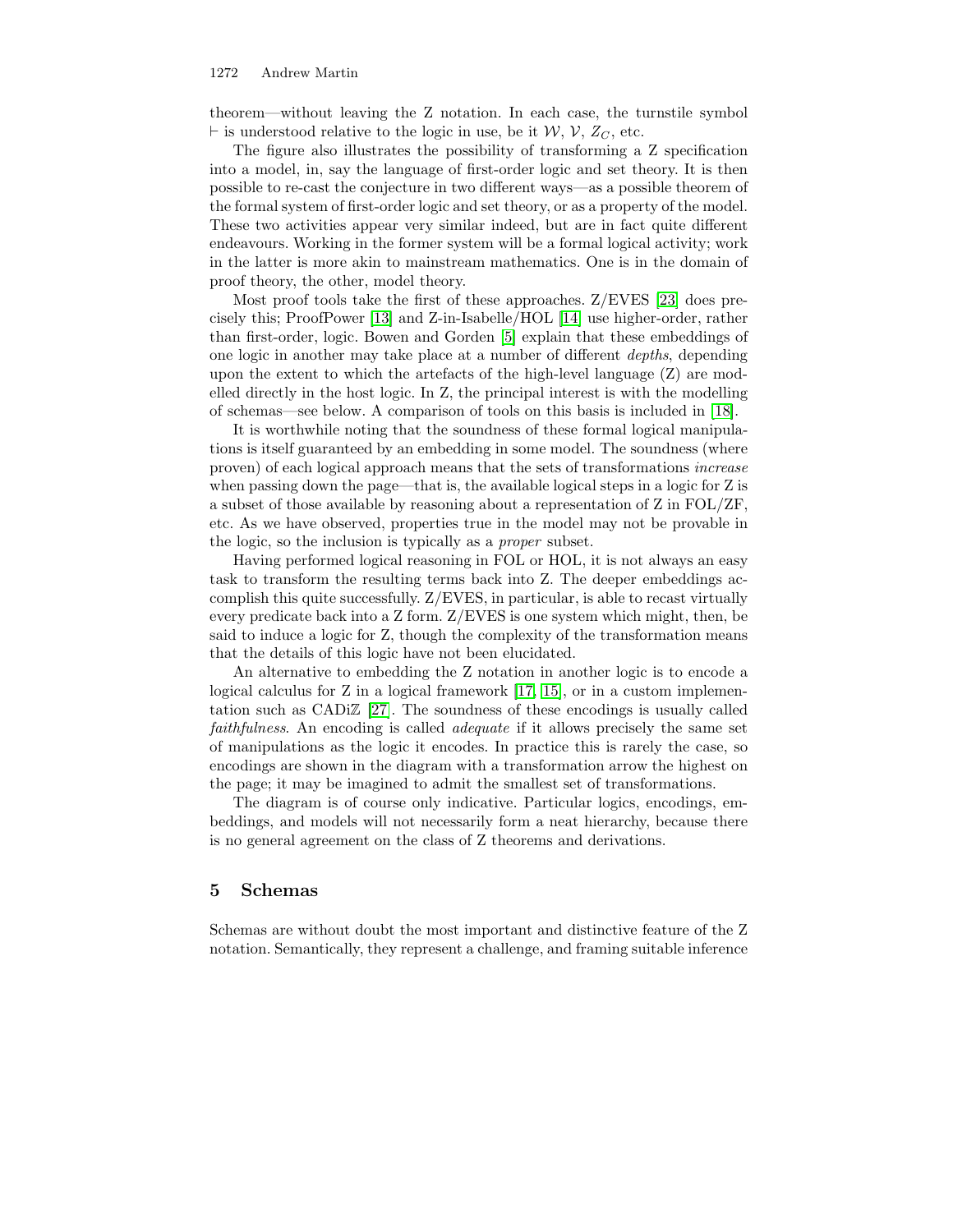theorem—without leaving the Z notation. In each case, the turnstile symbol $\vdash$ is understood relative to the logic in use, be it $\mathcal{W}$, $\mathcal{V}$, $Z_C$, etc.

The figure also illustrates the possibility of transforming a Z specification into a model, in, say the language of first-order logic and set theory. It is then possible to re-cast the conjecture in two different ways—as a possible theorem of the formal system of first-order logic and set theory, or as a property of the model. These two activities appear very similar indeed, but are in fact quite different endeavours. Working in the former system will be a formal logical activity; work in the latter is more akin to mainstream mathematics. One is in the domain of proof theory, the other, model theory.

Most proof tools take the first of these approaches. Z/EVES [23] does precisely this; ProofPower [13] and Z-in-Isabelle/HOL [14] use higher-order, rather than first-order, logic. Bowen and Gorden [5] explain that these embeddings of one logic in another may take place at a number of different *depths*, depending upon the extent to which the artefacts of the high-level language (Z) are modelled directly in the host logic. In Z, the principal interest is with the modelling of schemas—see below. A comparison of tools on this basis is included in [18].

It is worthwhile noting that the soundness of these formal logical manipulations is itself guaranteed by an embedding in some model. The soundness (where proven) of each logical approach means that the sets of transformations *increase* when passing down the page—that is, the available logical steps in a logic for Z is a subset of those available by reasoning about a representation of Z in FOL/ZF, etc. As we have observed, properties true in the model may not be provable in the logic, so the inclusion is typically as a *proper* subset.

Having performed logical reasoning in FOL or HOL, it is not always an easy task to transform the resulting terms back into Z. The deeper embeddings accomplish this quite successfully. Z/EVES, in particular, is able to recast virtually every predicate back into a Z form. Z/EVES is one system which might, then, be said to induce a logic for Z, though the complexity of the transformation means that the details of this logic have not been elucidated.

An alternative to embedding the Z notation in another logic is to encode a logical calculus for Z in a logical framework [17, 15], or in a custom implementation such as CADi$\mathbb{Z}$ [27]. The soundness of these encodings is usually called *faithfulness*. An encoding is called *adequate* if it allows precisely the same set of manipulations as the logic it encodes. In practice this is rarely the case, so encodings are shown in the diagram with a transformation arrow the highest on the page; it may be imagined to admit the smallest set of transformations.

The diagram is of course only indicative. Particular logics, encodings, embeddings, and models will not necessarily form a neat hierarchy, because there is no general agreement on the class of Z theorems and derivations.

## 5 Schemas

Schemas are without doubt the most important and distinctive feature of the Z notation. Semantically, they represent a challenge, and framing suitable inference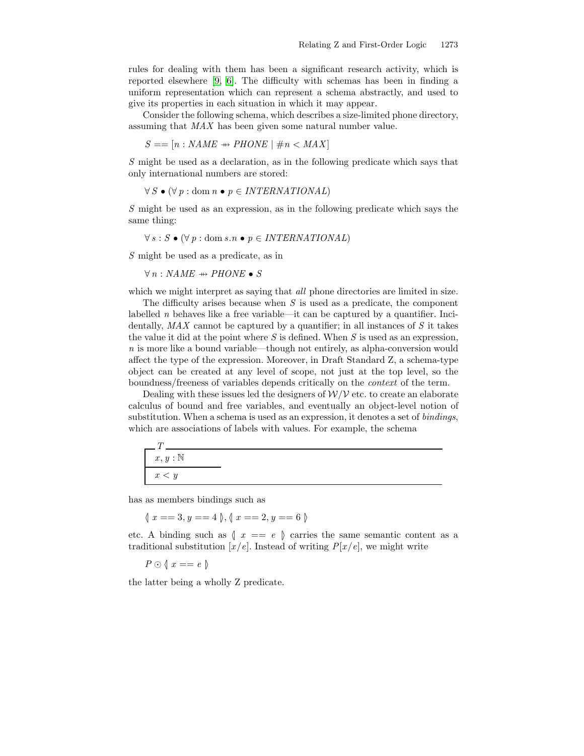rules for dealing with them has been a significant research activity, which is reported elsewhere [9, 6]. The difficulty with schemas has been in finding a uniform representation which can represent a schema abstractly, and used to give its properties in each situation in which it may appear.

Consider the following schema, which describes a size-limited phone directory, assuming that *MAX* has been given some natural number value.

$$S == [n : \mathit{NAME} \twoheadrightarrow \mathit{PHONE} \mid \#n < \mathit{MAX}]$$

*S* might be used as a declaration, as in the following predicate which says that only international numbers are stored:

$$\forall\, S \bullet (\forall\, p : \operatorname{dom} n \bullet p \in \mathit{INTERNATIONAL})$$

*S* might be used as an expression, as in the following predicate which says the same thing:

$$\forall\, s : S \bullet (\forall\, p : \operatorname{dom} s.n \bullet p \in \mathit{INTERNATIONAL})$$

*S* might be used as a predicate, as in

$$\forall\, n : \mathit{NAME} \twoheadrightarrow \mathit{PHONE} \bullet S$$

which we might interpret as saying that *all* phone directories are limited in size.

The difficulty arises because when *S* is used as a predicate, the component labelled *n* behaves like a free variable—it can be captured by a quantifier. Incidentally, *MAX* cannot be captured by a quantifier; in all instances of *S* it takes the value it did at the point where *S* is defined. When *S* is used as an expression, *n* is more like a bound variable—though not entirely, as alpha-conversion would affect the type of the expression. Moreover, in Draft Standard Z, a schema-type object can be created at any level of scope, not just at the top level, so the boundness/freeness of variables depends critically on the *context* of the term.

Dealing with these issues led the designers of $\mathcal{W}/\mathcal{V}$ etc. to create an elaborate calculus of bound and free variables, and eventually an object-level notion of substitution. When a schema is used as an expression, it denotes a set of *bindings*, which are associations of labels with values. For example, the schema

```
┌─ T ──────────────────────────
│ x, y : ℕ
├──────────────
│ x < y
└──────────────────────────────
```

has as members bindings such as

$$\langle\!|\ x == 3, y == 4\ |\!\rangle, \langle\!|\ x == 2, y == 6\ |\!\rangle$$

etc. A binding such as $\langle\!|\ x == e\ |\!\rangle$ carries the same semantic content as a traditional substitution $[x/e]$. Instead of writing $P[x/e]$, we might write

$$P \odot \langle\!|\ x == e\ |\!\rangle$$

the latter being a wholly Z predicate.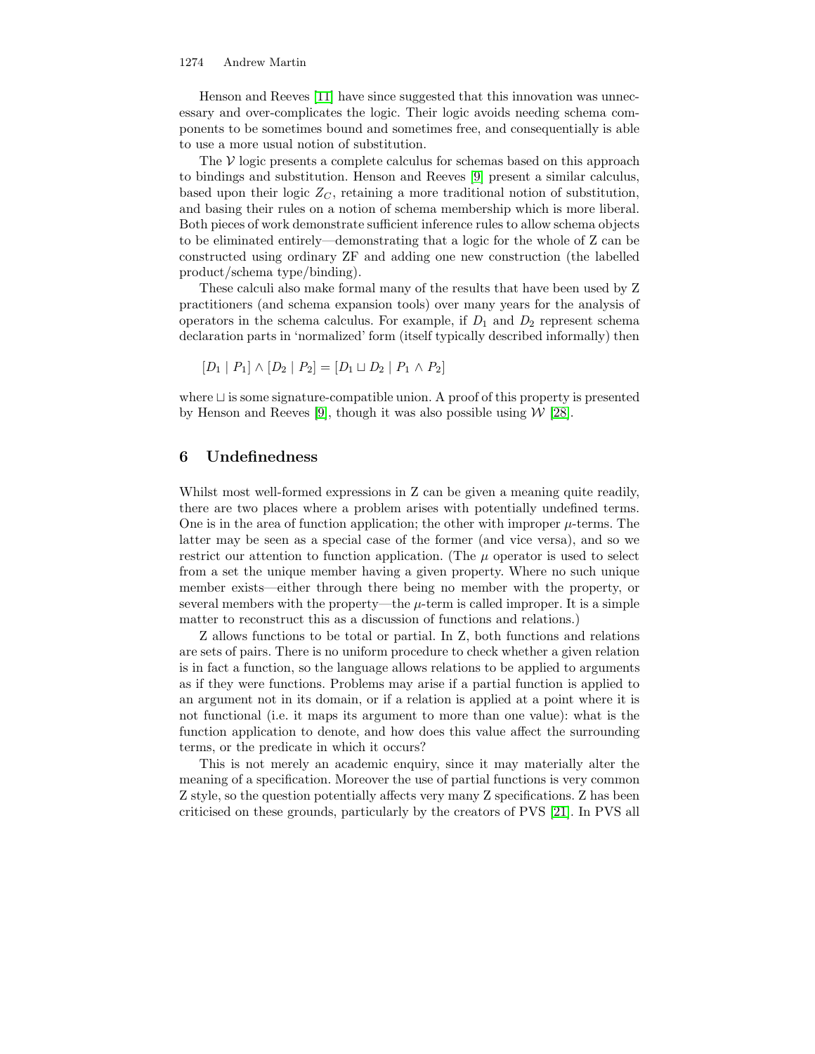Henson and Reeves [11] have since suggested that this innovation was unnecessary and over-complicates the logic. Their logic avoids needing schema components to be sometimes bound and sometimes free, and consequentially is able to use a more usual notion of substitution.

The $\mathcal{V}$ logic presents a complete calculus for schemas based on this approach to bindings and substitution. Henson and Reeves [9] present a similar calculus, based upon their logic $Z_C$, retaining a more traditional notion of substitution, and basing their rules on a notion of schema membership which is more liberal. Both pieces of work demonstrate sufficient inference rules to allow schema objects to be eliminated entirely—demonstrating that a logic for the whole of Z can be constructed using ordinary ZF and adding one new construction (the labelled product/schema type/binding).

These calculi also make formal many of the results that have been used by Z practitioners (and schema expansion tools) over many years for the analysis of operators in the schema calculus. For example, if $D_1$ and $D_2$ represent schema declaration parts in 'normalized' form (itself typically described informally) then

$$[D_1 \mid P_1] \wedge [D_2 \mid P_2] = [D_1 \sqcup D_2 \mid P_1 \wedge P_2]$$

where $\sqcup$ is some signature-compatible union. A proof of this property is presented by Henson and Reeves [9], though it was also possible using $\mathcal{W}$ [28].

## 6 Undefinedness

Whilst most well-formed expressions in Z can be given a meaning quite readily, there are two places where a problem arises with potentially undefined terms. One is in the area of function application; the other with improper $\mu$-terms. The latter may be seen as a special case of the former (and vice versa), and so we restrict our attention to function application. (The $\mu$ operator is used to select from a set the unique member having a given property. Where no such unique member exists—either through there being no member with the property, or several members with the property—the $\mu$-term is called improper. It is a simple matter to reconstruct this as a discussion of functions and relations.)

Z allows functions to be total or partial. In Z, both functions and relations are sets of pairs. There is no uniform procedure to check whether a given relation is in fact a function, so the language allows relations to be applied to arguments as if they were functions. Problems may arise if a partial function is applied to an argument not in its domain, or if a relation is applied at a point where it is not functional (i.e. it maps its argument to more than one value): what is the function application to denote, and how does this value affect the surrounding terms, or the predicate in which it occurs?

This is not merely an academic enquiry, since it may materially alter the meaning of a specification. Moreover the use of partial functions is very common Z style, so the question potentially affects very many Z specifications. Z has been criticised on these grounds, particularly by the creators of PVS [21]. In PVS all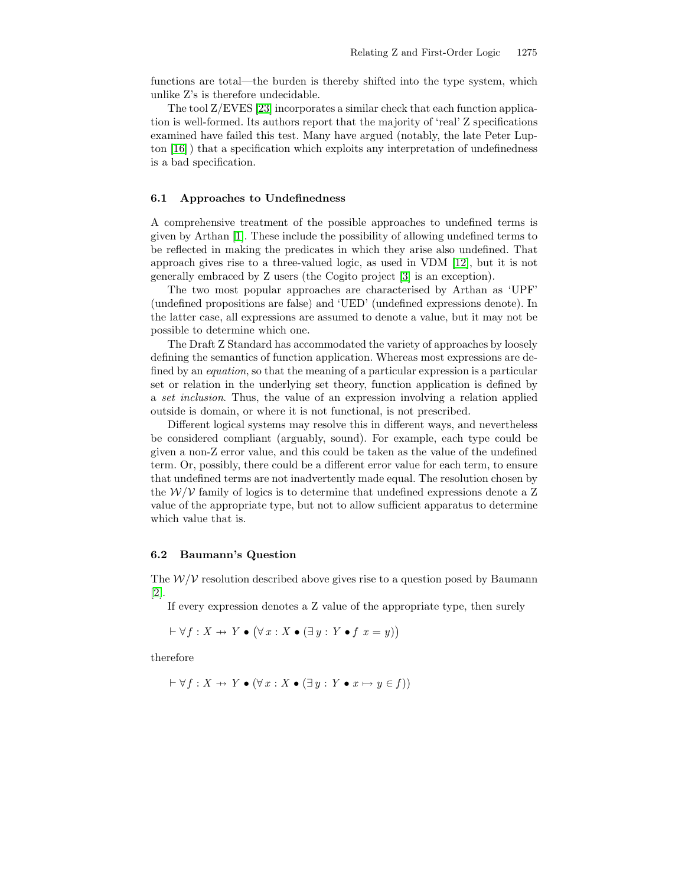functions are total—the burden is thereby shifted into the type system, which unlike Z's is therefore undecidable.

The tool Z/EVES [23] incorporates a similar check that each function application is well-formed. Its authors report that the majority of 'real' Z specifications examined have failed this test. Many have argued (notably, the late Peter Lupton [16] ) that a specification which exploits any interpretation of undefinedness is a bad specification.

### 6.1 Approaches to Undefinedness

A comprehensive treatment of the possible approaches to undefined terms is given by Arthan [1]. These include the possibility of allowing undefined terms to be reflected in making the predicates in which they arise also undefined. That approach gives rise to a three-valued logic, as used in VDM [12], but it is not generally embraced by Z users (the Cogito project [3] is an exception).

The two most popular approaches are characterised by Arthan as 'UPF' (undefined propositions are false) and 'UED' (undefined expressions denote). In the latter case, all expressions are assumed to denote a value, but it may not be possible to determine which one.

The Draft Z Standard has accommodated the variety of approaches by loosely defining the semantics of function application. Whereas most expressions are defined by an *equation*, so that the meaning of a particular expression is a particular set or relation in the underlying set theory, function application is defined by a *set inclusion*. Thus, the value of an expression involving a relation applied outside is domain, or where it is not functional, is not prescribed.

Different logical systems may resolve this in different ways, and nevertheless be considered compliant (arguably, sound). For example, each type could be given a non-Z error value, and this could be taken as the value of the undefined term. Or, possibly, there could be a different error value for each term, to ensure that undefined terms are not inadvertently made equal. The resolution chosen by the $\mathcal{W}/\mathcal{V}$ family of logics is to determine that undefined expressions denote a Z value of the appropriate type, but not to allow sufficient apparatus to determine which value that is.

### 6.2 Baumann's Question

The $\mathcal{W}/\mathcal{V}$ resolution described above gives rise to a question posed by Baumann [2].

If every expression denotes a Z value of the appropriate type, then surely

$$\vdash \forall f : X \rightarrow\!\!\!\!\!\rightarrow\, Y \bullet \big(\forall x : X \bullet (\exists y : Y \bullet f\ x = y)\big)$$

therefore

$$\vdash \forall f : X \rightarrow\!\!\!\!\!\rightarrow\, Y \bullet (\forall x : X \bullet (\exists y : Y \bullet x \mapsto y \in f))$$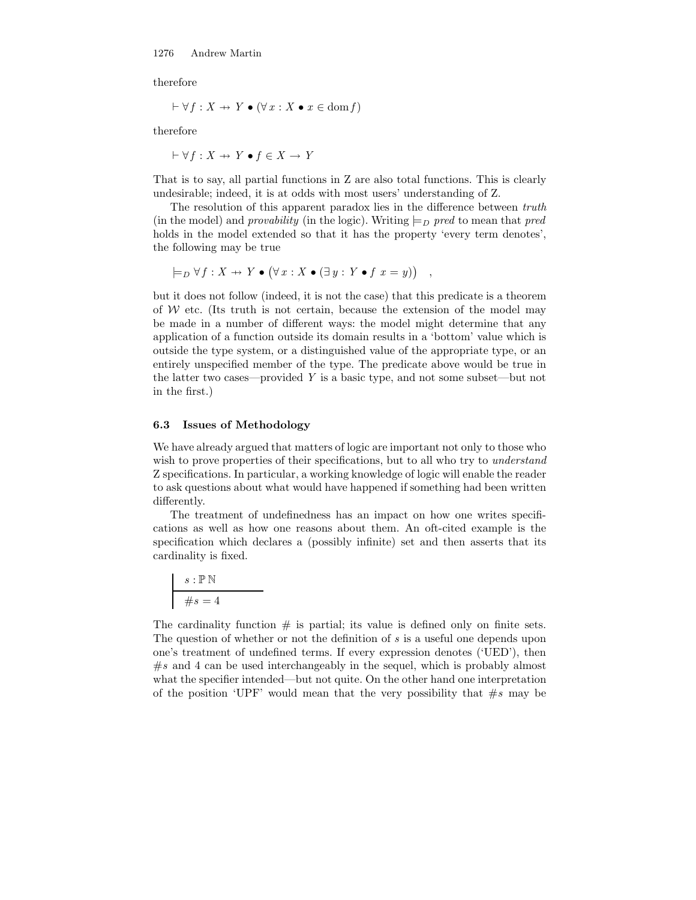therefore

$$\vdash \forall f : X \nrightarrow Y \bullet (\forall x : X \bullet x \in \operatorname{dom} f)$$

therefore

$$\vdash \forall f : X \nrightarrow Y \bullet f \in X \rightarrow Y$$

That is to say, all partial functions in Z are also total functions. This is clearly undesirable; indeed, it is at odds with most users' understanding of Z.

The resolution of this apparent paradox lies in the difference between *truth* (in the model) and *provability* (in the logic). Writing $\models_D$ *pred* to mean that *pred* holds in the model extended so that it has the property 'every term denotes', the following may be true

$$\models_D \forall f : X \nrightarrow Y \bullet \big(\forall x : X \bullet (\exists y : Y \bullet f\ x = y)\big) \quad ,$$

but it does not follow (indeed, it is not the case) that this predicate is a theorem of $\mathcal{W}$ etc. (Its truth is not certain, because the extension of the model may be made in a number of different ways: the model might determine that any application of a function outside its domain results in a 'bottom' value which is outside the type system, or a distinguished value of the appropriate type, or an entirely unspecified member of the type. The predicate above would be true in the latter two cases—provided $Y$ is a basic type, and not some subset—but not in the first.)

### 6.3 Issues of Methodology

We have already argued that matters of logic are important not only to those who wish to prove properties of their specifications, but to all who try to *understand* Z specifications. In particular, a working knowledge of logic will enable the reader to ask questions about what would have happened if something had been written differently.

The treatment of undefinedness has an impact on how one writes specifications as well as how one reasons about them. An oft-cited example is the specification which declares a (possibly infinite) set and then asserts that its cardinality is fixed.

$$
\begin{array}{|l}
s : \mathbb{P}\,\mathbb{N} \\
\hline
\# s = 4
\end{array}
$$

The cardinality function # is partial; its value is defined only on finite sets. The question of whether or not the definition of $s$ is a useful one depends upon one's treatment of undefined terms. If every expression denotes ('UED'), then $\# s$ and 4 can be used interchangeably in the sequel, which is probably almost what the specifier intended—but not quite. On the other hand one interpretation of the position 'UPF' would mean that the very possibility that $\# s$ may be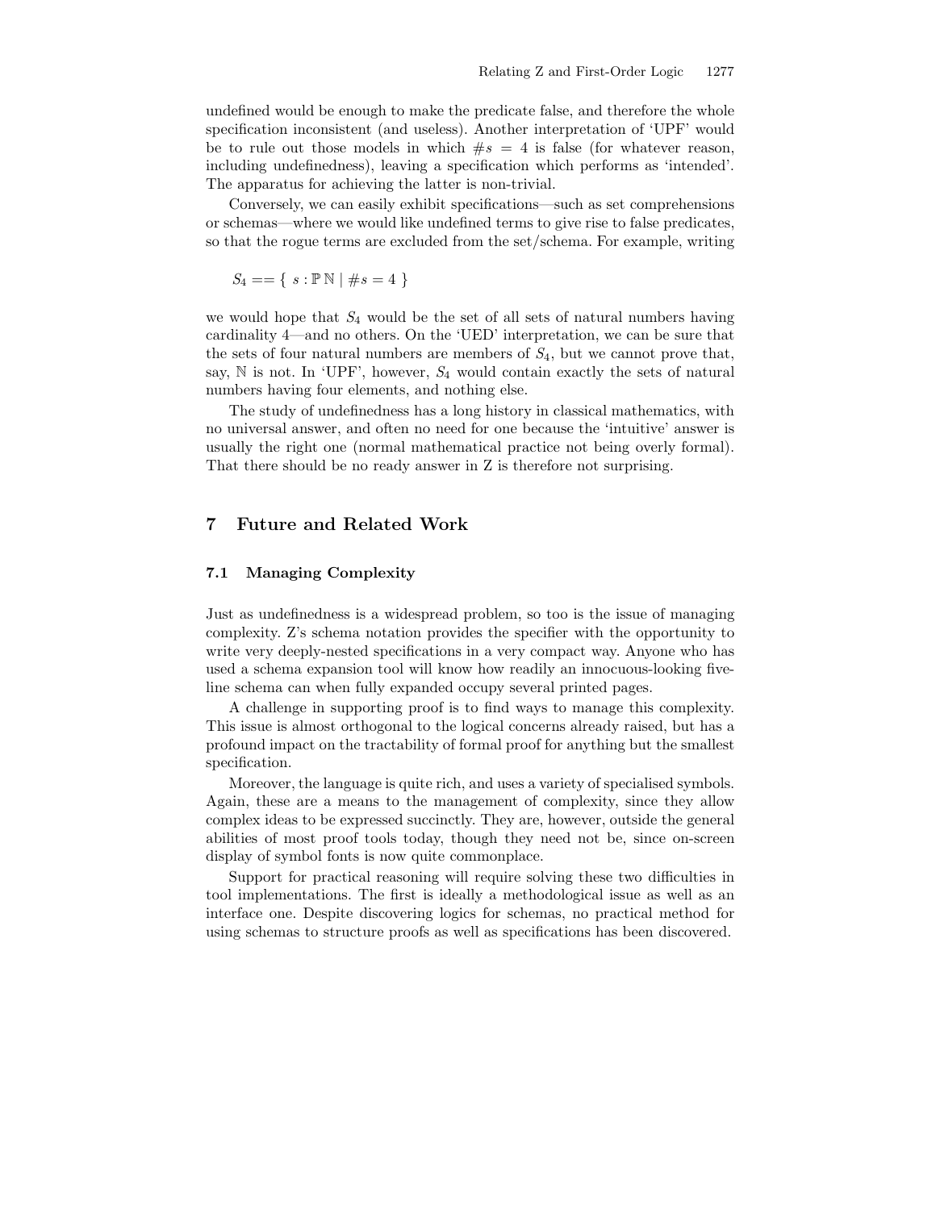undefined would be enough to make the predicate false, and therefore the whole specification inconsistent (and useless). Another interpretation of 'UPF' would be to rule out those models in which $\#s = 4$ is false (for whatever reason, including undefinedness), leaving a specification which performs as 'intended'. The apparatus for achieving the latter is non-trivial.

Conversely, we can easily exhibit specifications—such as set comprehensions or schemas—where we would like undefined terms to give rise to false predicates, so that the rogue terms are excluded from the set/schema. For example, writing

$$S_4 == \{ \ s : \mathbb{P}\,\mathbb{N} \mid \#s = 4 \ \}$$

we would hope that $S_4$ would be the set of all sets of natural numbers having cardinality 4—and no others. On the 'UED' interpretation, we can be sure that the sets of four natural numbers are members of $S_4$, but we cannot prove that, say, $\mathbb{N}$ is not. In 'UPF', however, $S_4$ would contain exactly the sets of natural numbers having four elements, and nothing else.

The study of undefinedness has a long history in classical mathematics, with no universal answer, and often no need for one because the 'intuitive' answer is usually the right one (normal mathematical practice not being overly formal). That there should be no ready answer in Z is therefore not surprising.

## 7 Future and Related Work

### 7.1 Managing Complexity

Just as undefinedness is a widespread problem, so too is the issue of managing complexity. Z's schema notation provides the specifier with the opportunity to write very deeply-nested specifications in a very compact way. Anyone who has used a schema expansion tool will know how readily an innocuous-looking five-line schema can when fully expanded occupy several printed pages.

A challenge in supporting proof is to find ways to manage this complexity. This issue is almost orthogonal to the logical concerns already raised, but has a profound impact on the tractability of formal proof for anything but the smallest specification.

Moreover, the language is quite rich, and uses a variety of specialised symbols. Again, these are a means to the management of complexity, since they allow complex ideas to be expressed succinctly. They are, however, outside the general abilities of most proof tools today, though they need not be, since on-screen display of symbol fonts is now quite commonplace.

Support for practical reasoning will require solving these two difficulties in tool implementations. The first is ideally a methodological issue as well as an interface one. Despite discovering logics for schemas, no practical method for using schemas to structure proofs as well as specifications has been discovered.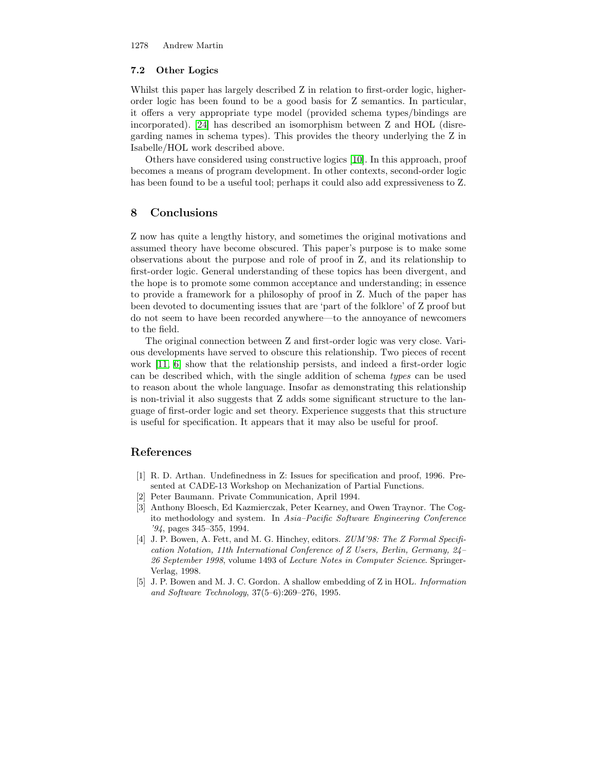### 7.2 Other Logics

Whilst this paper has largely described Z in relation to first-order logic, higher-order logic has been found to be a good basis for Z semantics. In particular, it offers a very appropriate type model (provided schema types/bindings are incorporated). [24] has described an isomorphism between Z and HOL (disregarding names in schema types). This provides the theory underlying the Z in Isabelle/HOL work described above.

Others have considered using constructive logics [10]. In this approach, proof becomes a means of program development. In other contexts, second-order logic has been found to be a useful tool; perhaps it could also add expressiveness to Z.

## 8 Conclusions

Z now has quite a lengthy history, and sometimes the original motivations and assumed theory have become obscured. This paper's purpose is to make some observations about the purpose and role of proof in Z, and its relationship to first-order logic. General understanding of these topics has been divergent, and the hope is to promote some common acceptance and understanding; in essence to provide a framework for a philosophy of proof in Z. Much of the paper has been devoted to documenting issues that are 'part of the folklore' of Z proof but do not seem to have been recorded anywhere—to the annoyance of newcomers to the field.

The original connection between Z and first-order logic was very close. Various developments have served to obscure this relationship. Two pieces of recent work [11, 6] show that the relationship persists, and indeed a first-order logic can be described which, with the single addition of schema *types* can be used to reason about the whole language. Insofar as demonstrating this relationship is non-trivial it also suggests that Z adds some significant structure to the language of first-order logic and set theory. Experience suggests that this structure is useful for specification. It appears that it may also be useful for proof.

## References

[1] R. D. Arthan. Undefinedness in Z: Issues for specification and proof, 1996. Presented at CADE-13 Workshop on Mechanization of Partial Functions.

[2] Peter Baumann. Private Communication, April 1994.

[3] Anthony Bloesch, Ed Kazmierczak, Peter Kearney, and Owen Traynor. The Cogito methodology and system. In *Asia–Pacific Software Engineering Conference '94*, pages 345–355, 1994.

[4] J. P. Bowen, A. Fett, and M. G. Hinchey, editors. *ZUM'98: The Z Formal Specification Notation, 11th International Conference of Z Users, Berlin, Germany, 24–26 September 1998*, volume 1493 of *Lecture Notes in Computer Science*. Springer-Verlag, 1998.

[5] J. P. Bowen and M. J. C. Gordon. A shallow embedding of Z in HOL. *Information and Software Technology*, 37(5–6):269–276, 1995.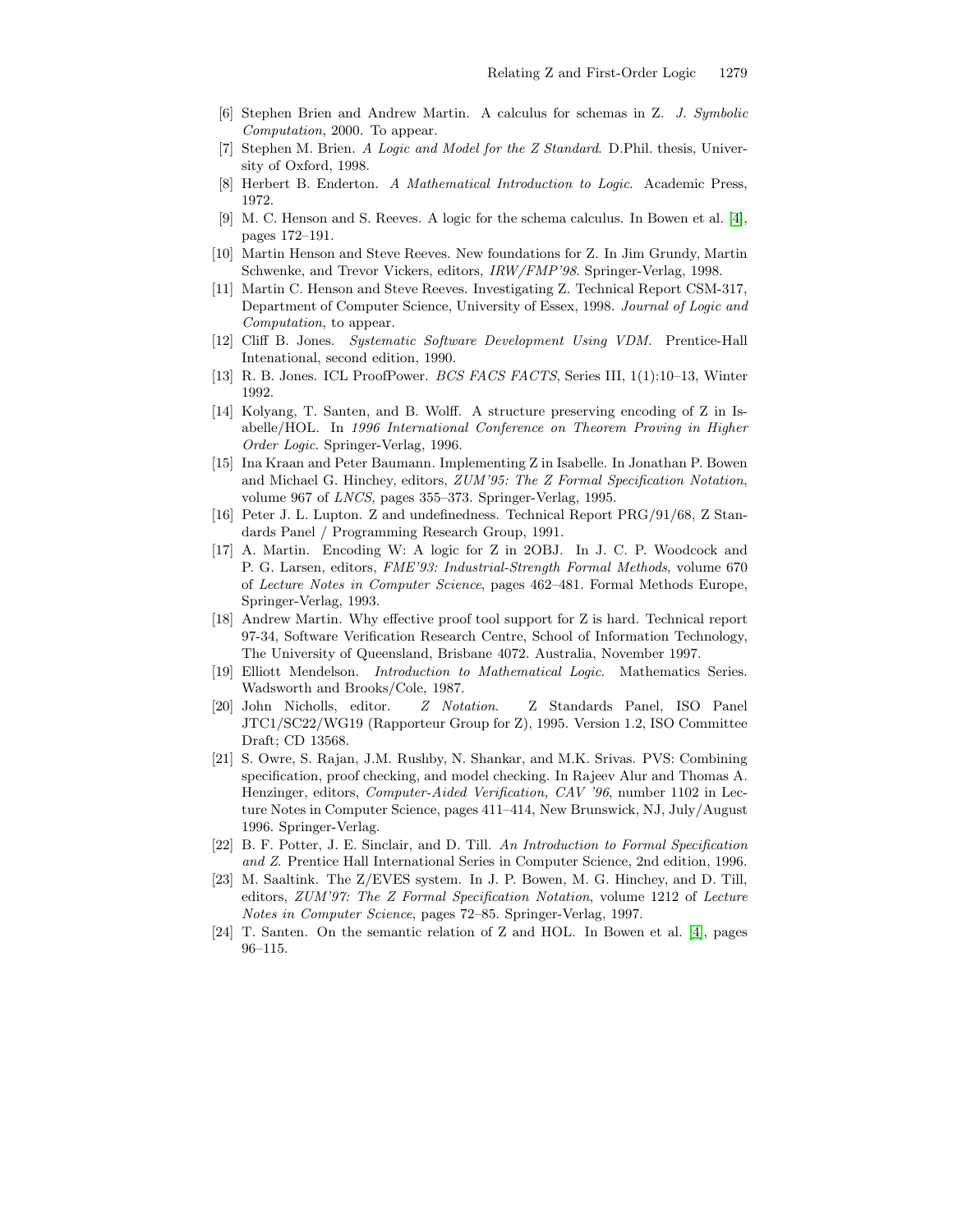[6] Stephen Brien and Andrew Martin. A calculus for schemas in Z. *J. Symbolic Computation*, 2000. To appear.

[7] Stephen M. Brien. *A Logic and Model for the Z Standard*. D.Phil. thesis, University of Oxford, 1998.

[8] Herbert B. Enderton. *A Mathematical Introduction to Logic*. Academic Press, 1972.

[9] M. C. Henson and S. Reeves. A logic for the schema calculus. In Bowen et al. [4], pages 172–191.

[10] Martin Henson and Steve Reeves. New foundations for Z. In Jim Grundy, Martin Schwenke, and Trevor Vickers, editors, *IRW/FMP'98*. Springer-Verlag, 1998.

[11] Martin C. Henson and Steve Reeves. Investigating Z. Technical Report CSM-317, Department of Computer Science, University of Essex, 1998. *Journal of Logic and Computation*, to appear.

[12] Cliff B. Jones. *Systematic Software Development Using VDM*. Prentice-Hall Intenational, second edition, 1990.

[13] R. B. Jones. ICL ProofPower. *BCS FACS FACTS*, Series III, 1(1):10–13, Winter 1992.

[14] Kolyang, T. Santen, and B. Wolff. A structure preserving encoding of Z in Isabelle/HOL. In *1996 International Conference on Theorem Proving in Higher Order Logic*. Springer-Verlag, 1996.

[15] Ina Kraan and Peter Baumann. Implementing Z in Isabelle. In Jonathan P. Bowen and Michael G. Hinchey, editors, *ZUM'95: The Z Formal Specification Notation*, volume 967 of *LNCS*, pages 355–373. Springer-Verlag, 1995.

[16] Peter J. L. Lupton. Z and undefinedness. Technical Report PRG/91/68, Z Standards Panel / Programming Research Group, 1991.

[17] A. Martin. Encoding W: A logic for Z in 2OBJ. In J. C. P. Woodcock and P. G. Larsen, editors, *FME'93: Industrial-Strength Formal Methods*, volume 670 of *Lecture Notes in Computer Science*, pages 462–481. Formal Methods Europe, Springer-Verlag, 1993.

[18] Andrew Martin. Why effective proof tool support for Z is hard. Technical report 97-34, Software Verification Research Centre, School of Information Technology, The University of Queensland, Brisbane 4072. Australia, November 1997.

[19] Elliott Mendelson. *Introduction to Mathematical Logic*. Mathematics Series. Wadsworth and Brooks/Cole, 1987.

[20] John Nicholls, editor. *Z Notation*. Z Standards Panel, ISO Panel JTC1/SC22/WG19 (Rapporteur Group for Z), 1995. Version 1.2, ISO Committee Draft; CD 13568.

[21] S. Owre, S. Rajan, J.M. Rushby, N. Shankar, and M.K. Srivas. PVS: Combining specification, proof checking, and model checking. In Rajeev Alur and Thomas A. Henzinger, editors, *Computer-Aided Verification, CAV '96*, number 1102 in Lecture Notes in Computer Science, pages 411–414, New Brunswick, NJ, July/August 1996. Springer-Verlag.

[22] B. F. Potter, J. E. Sinclair, and D. Till. *An Introduction to Formal Specification and Z*. Prentice Hall International Series in Computer Science, 2nd edition, 1996.

[23] M. Saaltink. The Z/EVES system. In J. P. Bowen, M. G. Hinchey, and D. Till, editors, *ZUM'97: The Z Formal Specification Notation*, volume 1212 of *Lecture Notes in Computer Science*, pages 72–85. Springer-Verlag, 1997.

[24] T. Santen. On the semantic relation of Z and HOL. In Bowen et al. [4], pages 96–115.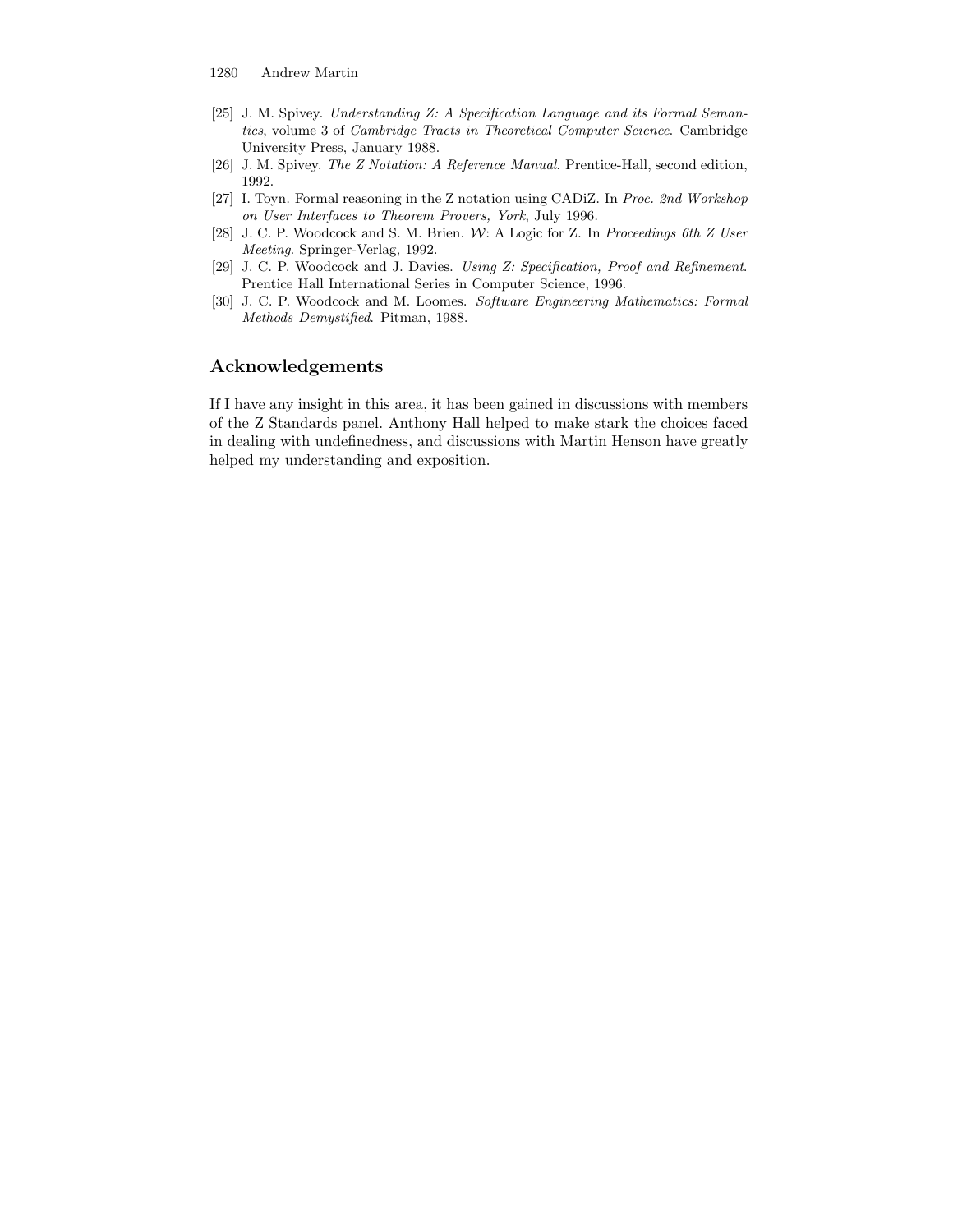[25] J. M. Spivey. *Understanding Z: A Specification Language and its Formal Semantics*, volume 3 of *Cambridge Tracts in Theoretical Computer Science*. Cambridge University Press, January 1988.

[26] J. M. Spivey. *The Z Notation: A Reference Manual*. Prentice-Hall, second edition, 1992.

[27] I. Toyn. Formal reasoning in the Z notation using CADiZ. In *Proc. 2nd Workshop on User Interfaces to Theorem Provers, York*, July 1996.

[28] J. C. P. Woodcock and S. M. Brien. $\mathcal{W}$: A Logic for Z. In *Proceedings 6th Z User Meeting*. Springer-Verlag, 1992.

[29] J. C. P. Woodcock and J. Davies. *Using Z: Specification, Proof and Refinement*. Prentice Hall International Series in Computer Science, 1996.

[30] J. C. P. Woodcock and M. Loomes. *Software Engineering Mathematics: Formal Methods Demystified*. Pitman, 1988.

## Acknowledgements

If I have any insight in this area, it has been gained in discussions with members of the Z Standards panel. Anthony Hall helped to make stark the choices faced in dealing with undefinedness, and discussions with Martin Henson have greatly helped my understanding and exposition.